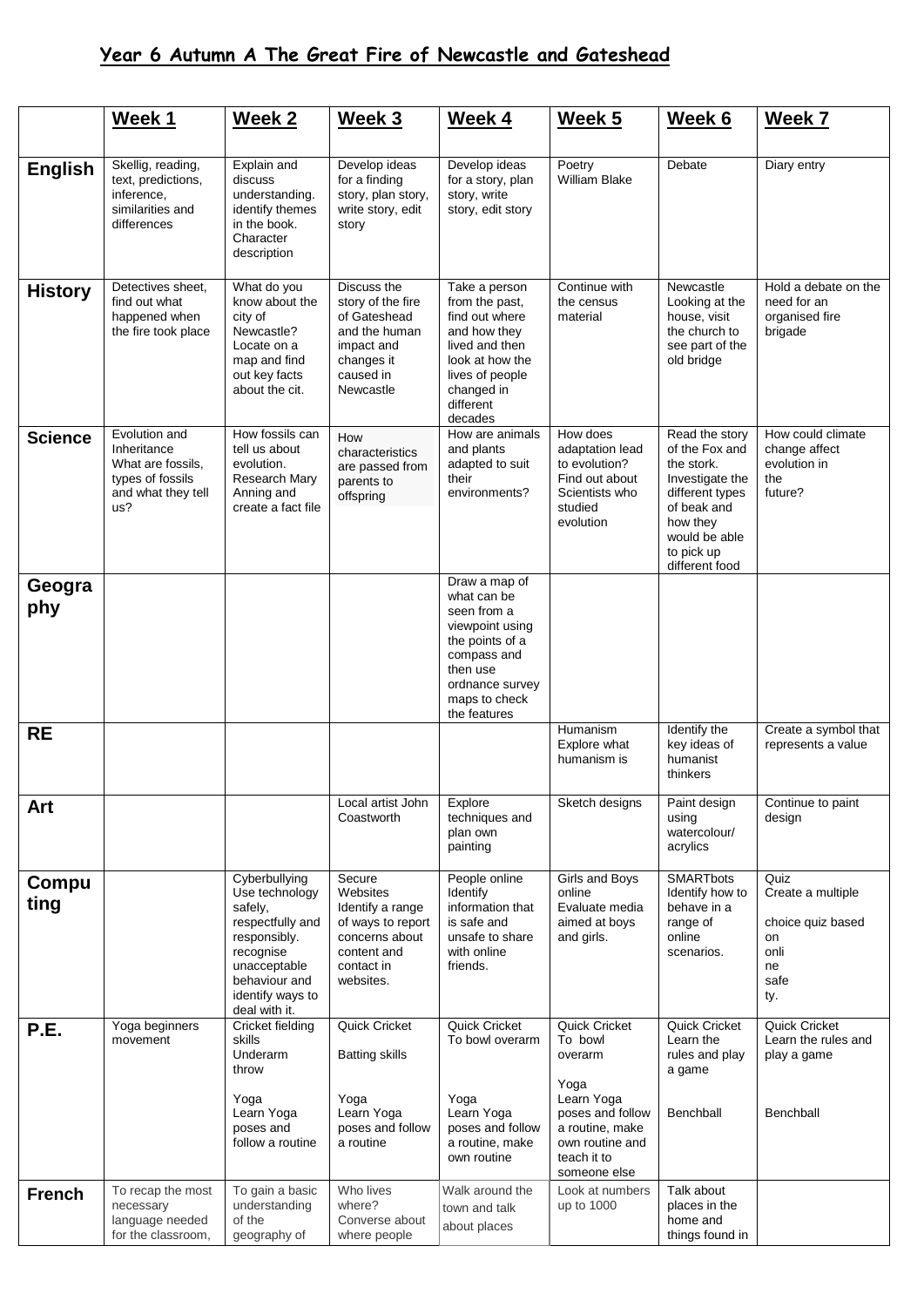# Year 6 Autumn A The Great Fire of Newcastle and Gateshead

| | Week 1 | Week 2 | Week 3 | Week 4 | Week 5 | Week 6 | Week 7 |
|---|---|---|---|---|---|---|---|
| **English** | Skellig, reading, text, predictions, inference, similarities and differences | Explain and discuss understanding. identify themes in the book. Character description | Develop ideas for a finding story, plan story, write story, edit story | Develop ideas for a story, plan story, write story, edit story | Poetry William Blake | Debate | Diary entry |
| **History** | Detectives sheet, find out what happened when the fire took place | What do you know about the city of Newcastle? Locate on a map and find out key facts about the cit. | Discuss the story of the fire of Gateshead and the human impact and changes it caused in Newcastle | Take a person from the past, find out where and how they lived and then look at how the lives of people changed in different decades | Continue with the census material | Newcastle Looking at the house, visit the church to see part of the old bridge | Hold a debate on the need for an organised fire brigade |
| **Science** | Evolution and Inheritance What are fossils, types of fossils and what they tell us? | How fossils can tell us about evolution. Research Mary Anning and create a fact file | How characteristics are passed from parents to offspring | How are animals and plants adapted to suit their environments? | How does adaptation lead to evolution? Find out about Scientists who studied evolution | Read the story of the Fox and the stork. Investigate the different types of beak and how they would be able to pick up different food | How could climate change affect evolution in the future? |
| **Geography** | | | | Draw a map of what can be seen from a viewpoint using the points of a compass and then use ordnance survey maps to check the features | | | |
| **RE** | | | | | Humanism Explore what humanism is | Identify the key ideas of humanist thinkers | Create a symbol that represents a value |
| **Art** | | | Local artist John Coastworth | Explore techniques and plan own painting | Sketch designs | Paint design using watercolour/ acrylics | Continue to paint design |
| **Computing** | | Cyberbullying Use technology safely, respectfully and responsibly. recognise unacceptable behaviour and identify ways to deal with it. | Secure Websites Identify a range of ways to report concerns about content and contact in websites. | People online Identify information that is safe and unsafe to share with online friends. | Girls and Boys online Evaluate media aimed at boys and girls. | SMARTbots Identify how to behave in a range of online scenarios. | Quiz Create a multiple choice quiz based on online safety. |
| **P.E.** | Yoga beginners movement | Cricket fielding skills Underarm throw<br><br>Yoga Learn Yoga poses and follow a routine | Quick Cricket<br><br>Batting skills<br><br>Yoga Learn Yoga poses and follow a routine | Quick Cricket To bowl overarm<br><br>Yoga Learn Yoga poses and follow a routine, make own routine | Quick Cricket To bowl overarm<br><br>Yoga Learn Yoga poses and follow a routine, make own routine and teach it to someone else | Quick Cricket Learn the rules and play a game<br><br>Benchball | Quick Cricket Learn the rules and play a game<br><br>Benchball |
| **French** | To recap the most necessary language needed for the classroom, | To gain a basic understanding of the geography of | Who lives where? Converse about where people | Walk around the town and talk about places | Look at numbers up to 1000 | Talk about places in the home and things found in | |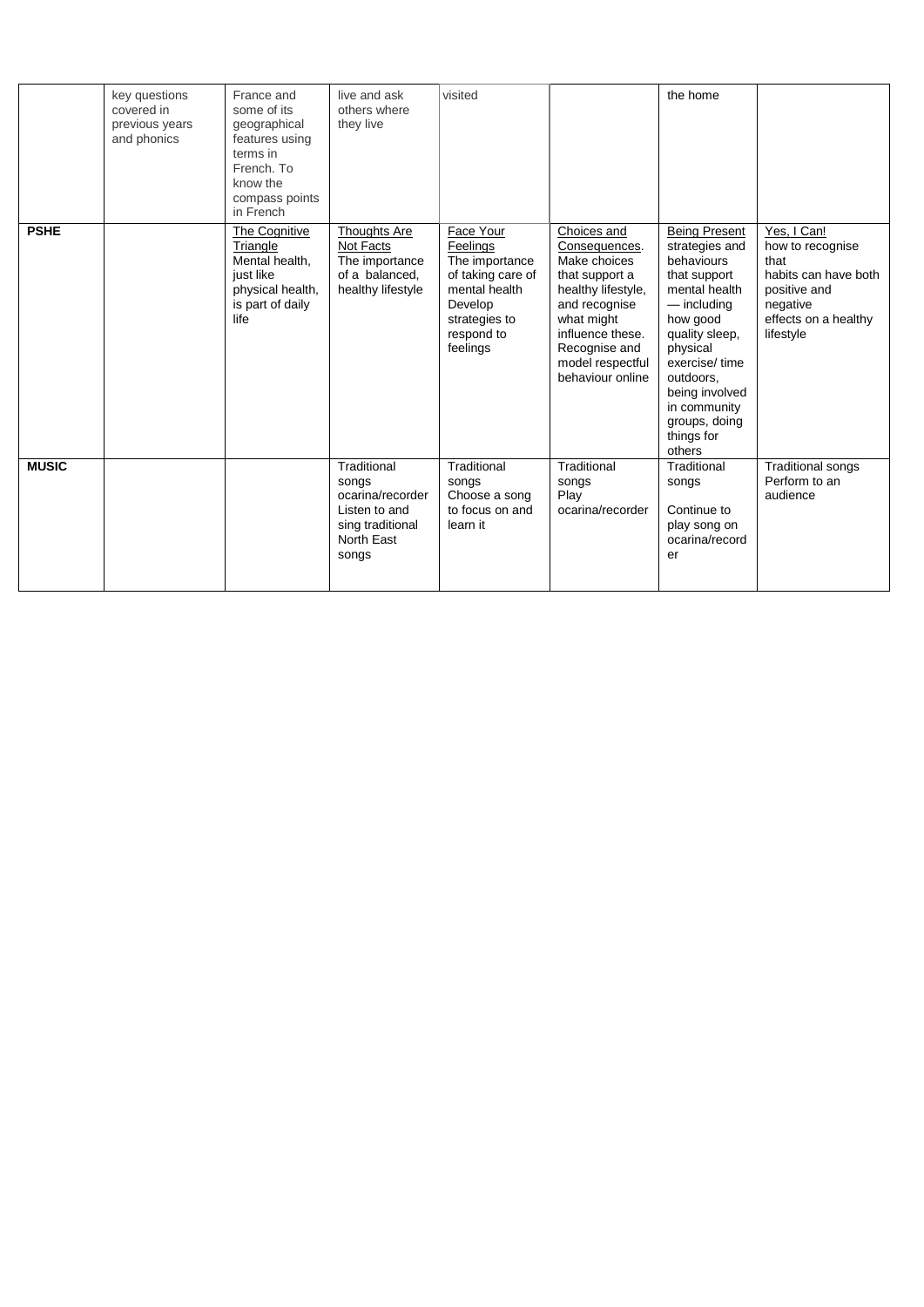| | | | | | | | |
|---|---|---|---|---|---|---|---|
| | key questions covered in previous years and phonics | France and some of its geographical features using terms in French. To know the compass points in French | live and ask others where they live | visited | | the home | |
| **PSHE** | | The Cognitive Triangle Mental health, just like physical health, is part of daily life | Thoughts Are Not Facts The importance of a balanced, healthy lifestyle | Face Your Feelings The importance of taking care of mental health Develop strategies to respond to feelings | Choices and Consequences. Make choices that support a healthy lifestyle, and recognise what might influence these. Recognise and model respectful behaviour online | Being Present strategies and behaviours that support mental health — including how good quality sleep, physical exercise/ time outdoors, being involved in community groups, doing things for others | Yes, I Can! how to recognise that habits can have both positive and negative effects on a healthy lifestyle |
| **MUSIC** | | | Traditional songs ocarina/recorder Listen to and sing traditional North East songs | Traditional songs Choose a song to focus on and learn it | Traditional songs Play ocarina/recorder | Traditional songs Continue to play song on ocarina/recorder | Traditional songs Perform to an audience |